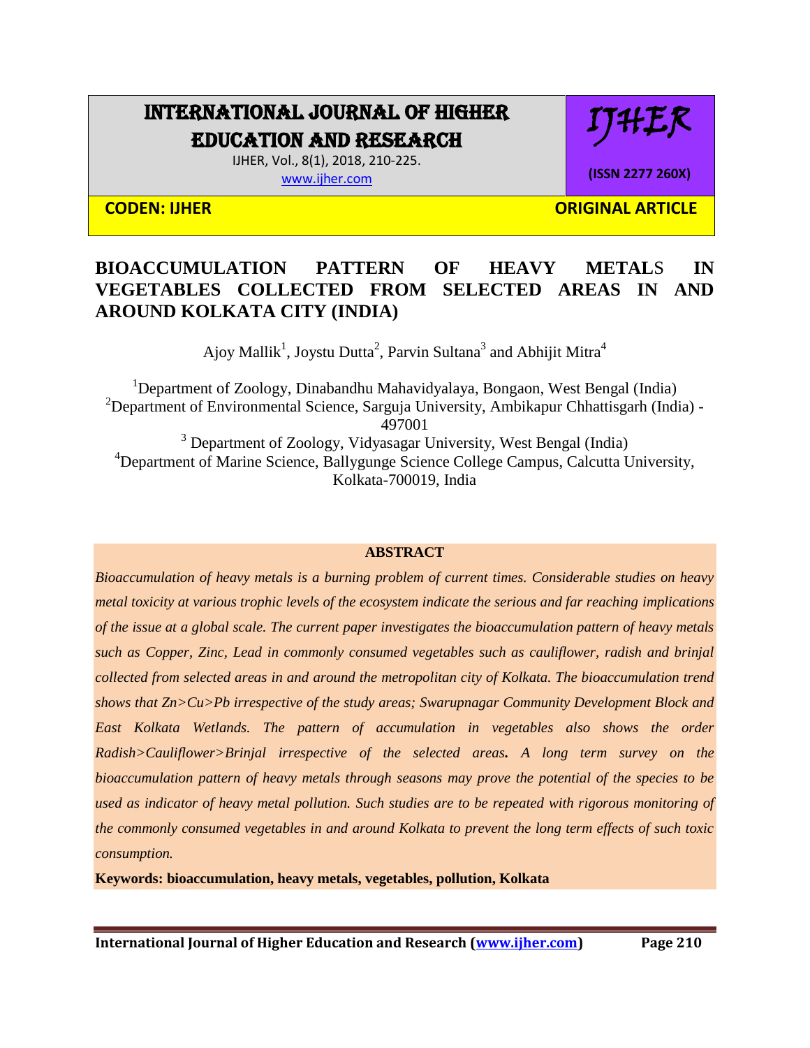# INTERNATIONAL JOURNAL OF HIGHER EDUCATION AND RESEARCH

IJHER

(ISSN 2277 260X)

CODEN: IJHER

ORIGINAL ARTICLE

## BIOACCUMULATION PATTERN OF HEAVY METALS IN VEGETABLES COLLECTED FROM SELECTED AREAS IN AND AROUND KOLKATA CITY (INDIA)

Ajoy Mallik[1], Joystu Dutta[2], Parvin Sultana[3] and Abhijit Mitra[4]

[1]Department of Zoology, Dinabandhu Mahavidyalaya, Bongaon, West Bengal (India)
[2]Department of Environmental Science, Sarguja University, Ambikapur Chhattisgarh (India) - 497001
[3] Department of Zoology, Vidyasagar University, West Bengal (India)
[4]Department of Marine Science, Ballygunge Science College Campus, Calcutta University, Kolkata-700019, India

### ABSTRACT

*Bioaccumulation of heavy metals is a burning problem of current times. Considerable studies on heavy metal toxicity at various trophic levels of the ecosystem indicate the serious and far reaching implications of the issue at a global scale. The current paper investigates the bioaccumulation pattern of heavy metals such as Copper, Zinc, Lead in commonly consumed vegetables such as cauliflower, radish and brinjal collected from selected areas in and around the metropolitan city of Kolkata. The bioaccumulation trend shows that Zn>Cu>Pb irrespective of the study areas; Swarupnagar Community Development Block and East Kolkata Wetlands. The pattern of accumulation in vegetables also shows the order Radish>Cauliflower>Brinjal irrespective of the selected areas. A long term survey on the bioaccumulation pattern of heavy metals through seasons may prove the potential of the species to be used as indicator of heavy metal pollution. Such studies are to be repeated with rigorous monitoring of the commonly consumed vegetables in and around Kolkata to prevent the long term effects of such toxic consumption.*

**Keywords: bioaccumulation, heavy metals, vegetables, pollution, Kolkata**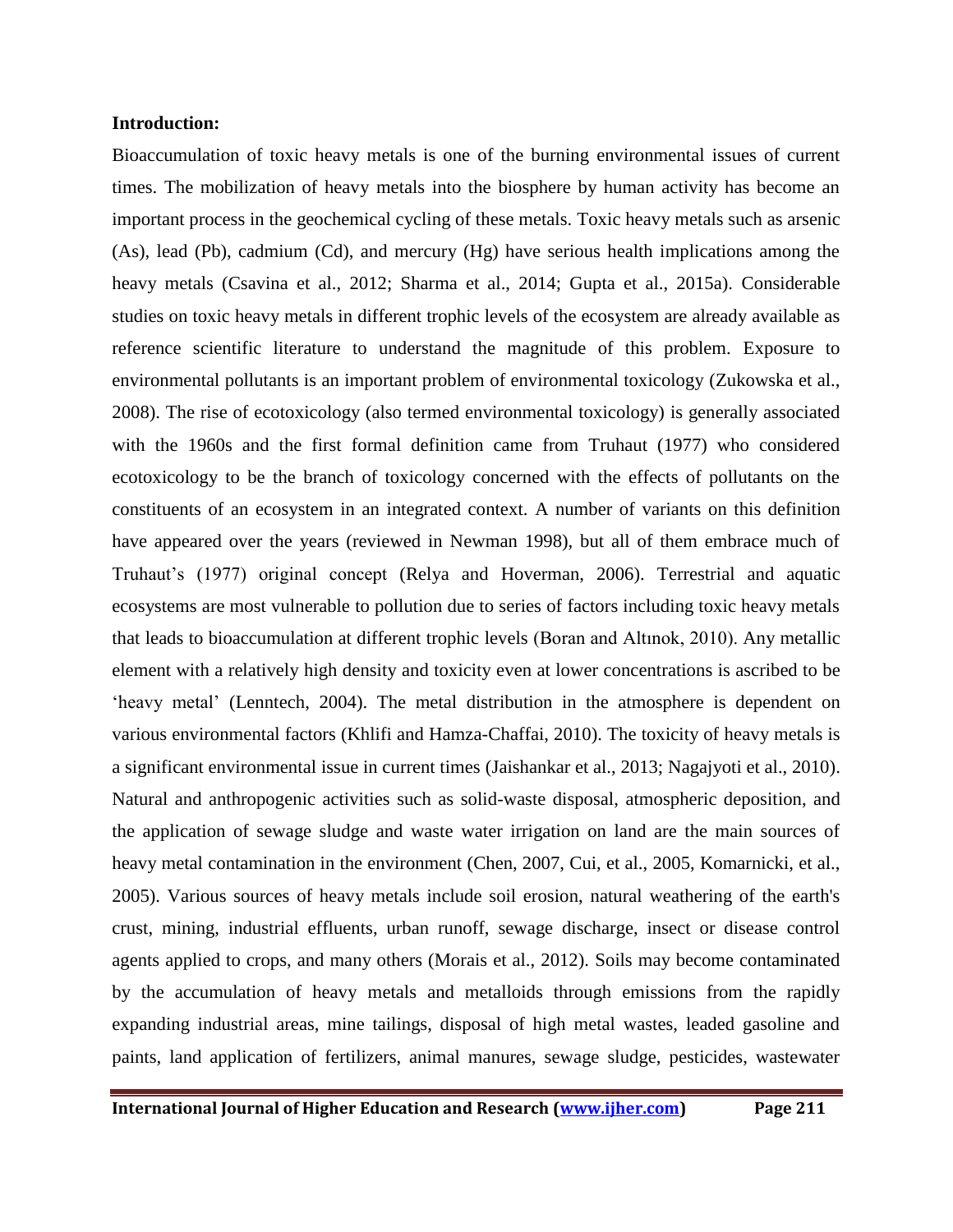**Introduction:**

Bioaccumulation of toxic heavy metals is one of the burning environmental issues of current times. The mobilization of heavy metals into the biosphere by human activity has become an important process in the geochemical cycling of these metals. Toxic heavy metals such as arsenic (As), lead (Pb), cadmium (Cd), and mercury (Hg) have serious health implications among the heavy metals (Csavina et al., 2012; Sharma et al., 2014; Gupta et al., 2015a). Considerable studies on toxic heavy metals in different trophic levels of the ecosystem are already available as reference scientific literature to understand the magnitude of this problem. Exposure to environmental pollutants is an important problem of environmental toxicology (Zukowska et al., 2008). The rise of ecotoxicology (also termed environmental toxicology) is generally associated with the 1960s and the first formal definition came from Truhaut (1977) who considered ecotoxicology to be the branch of toxicology concerned with the effects of pollutants on the constituents of an ecosystem in an integrated context. A number of variants on this definition have appeared over the years (reviewed in Newman 1998), but all of them embrace much of Truhaut's (1977) original concept (Relya and Hoverman, 2006). Terrestrial and aquatic ecosystems are most vulnerable to pollution due to series of factors including toxic heavy metals that leads to bioaccumulation at different trophic levels (Boran and Altınok, 2010). Any metallic element with a relatively high density and toxicity even at lower concentrations is ascribed to be 'heavy metal' (Lenntech, 2004). The metal distribution in the atmosphere is dependent on various environmental factors (Khlifi and Hamza-Chaffai, 2010). The toxicity of heavy metals is a significant environmental issue in current times (Jaishankar et al., 2013; Nagajyoti et al., 2010). Natural and anthropogenic activities such as solid-waste disposal, atmospheric deposition, and the application of sewage sludge and waste water irrigation on land are the main sources of heavy metal contamination in the environment (Chen, 2007, Cui, et al., 2005, Komarnicki, et al., 2005). Various sources of heavy metals include soil erosion, natural weathering of the earth's crust, mining, industrial effluents, urban runoff, sewage discharge, insect or disease control agents applied to crops, and many others (Morais et al., 2012). Soils may become contaminated by the accumulation of heavy metals and metalloids through emissions from the rapidly expanding industrial areas, mine tailings, disposal of high metal wastes, leaded gasoline and paints, land application of fertilizers, animal manures, sewage sludge, pesticides, wastewater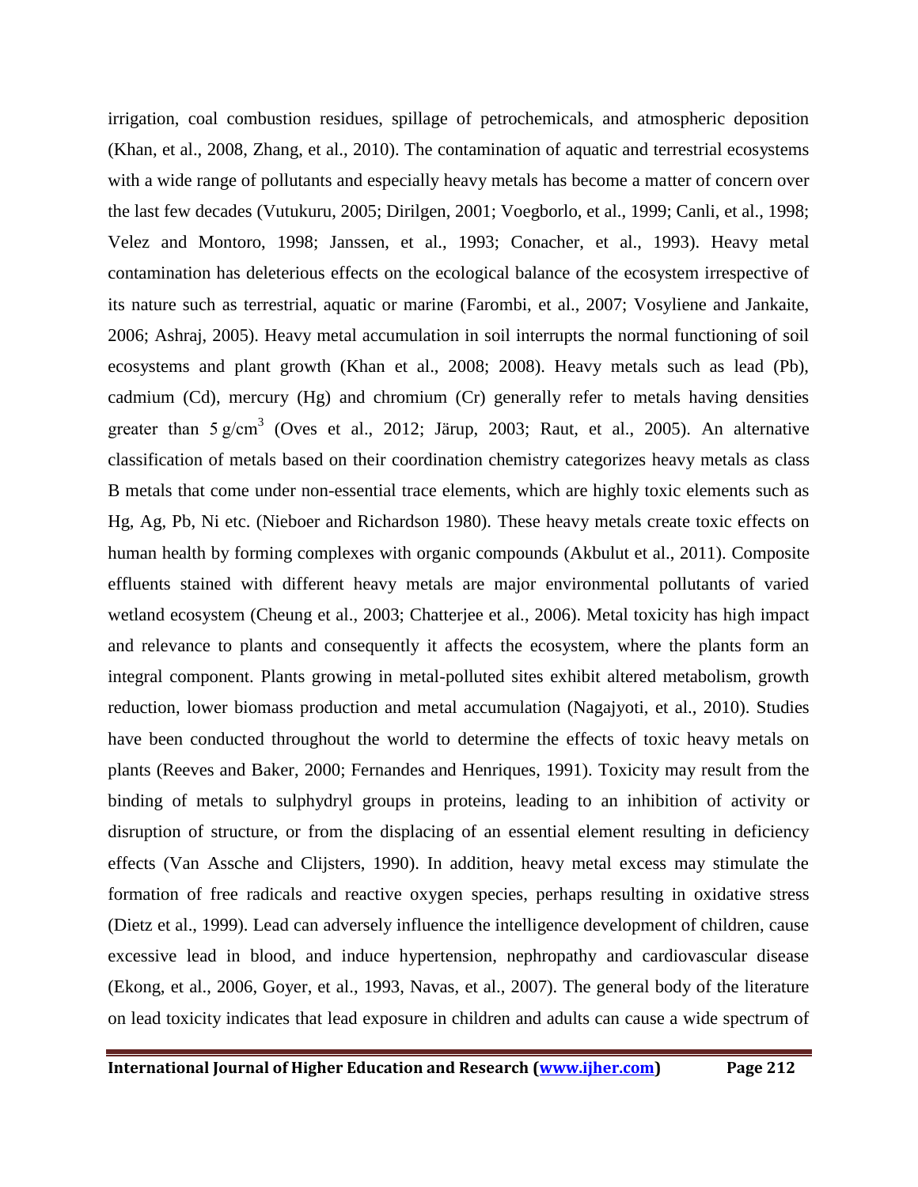irrigation, coal combustion residues, spillage of petrochemicals, and atmospheric deposition (Khan, et al., 2008, Zhang, et al., 2010). The contamination of aquatic and terrestrial ecosystems with a wide range of pollutants and especially heavy metals has become a matter of concern over the last few decades (Vutukuru, 2005; Dirilgen, 2001; Voegborlo, et al., 1999; Canli, et al., 1998; Velez and Montoro, 1998; Janssen, et al., 1993; Conacher, et al., 1993). Heavy metal contamination has deleterious effects on the ecological balance of the ecosystem irrespective of its nature such as terrestrial, aquatic or marine (Farombi, et al., 2007; Vosyliene and Jankaite, 2006; Ashraj, 2005). Heavy metal accumulation in soil interrupts the normal functioning of soil ecosystems and plant growth (Khan et al., 2008; 2008). Heavy metals such as lead (Pb), cadmium (Cd), mercury (Hg) and chromium (Cr) generally refer to metals having densities greater than 5 $g/cm^3$ (Oves et al., 2012; Järup, 2003; Raut, et al., 2005). An alternative classification of metals based on their coordination chemistry categorizes heavy metals as class B metals that come under non-essential trace elements, which are highly toxic elements such as Hg, Ag, Pb, Ni etc. (Nieboer and Richardson 1980). These heavy metals create toxic effects on human health by forming complexes with organic compounds (Akbulut et al., 2011). Composite effluents stained with different heavy metals are major environmental pollutants of varied wetland ecosystem (Cheung et al., 2003; Chatterjee et al., 2006). Metal toxicity has high impact and relevance to plants and consequently it affects the ecosystem, where the plants form an integral component. Plants growing in metal-polluted sites exhibit altered metabolism, growth reduction, lower biomass production and metal accumulation (Nagajyoti, et al., 2010). Studies have been conducted throughout the world to determine the effects of toxic heavy metals on plants (Reeves and Baker, 2000; Fernandes and Henriques, 1991). Toxicity may result from the binding of metals to sulphydryl groups in proteins, leading to an inhibition of activity or disruption of structure, or from the displacing of an essential element resulting in deficiency effects (Van Assche and Clijsters, 1990). In addition, heavy metal excess may stimulate the formation of free radicals and reactive oxygen species, perhaps resulting in oxidative stress (Dietz et al., 1999). Lead can adversely influence the intelligence development of children, cause excessive lead in blood, and induce hypertension, nephropathy and cardiovascular disease (Ekong, et al., 2006, Goyer, et al., 1993, Navas, et al., 2007). The general body of the literature on lead toxicity indicates that lead exposure in children and adults can cause a wide spectrum of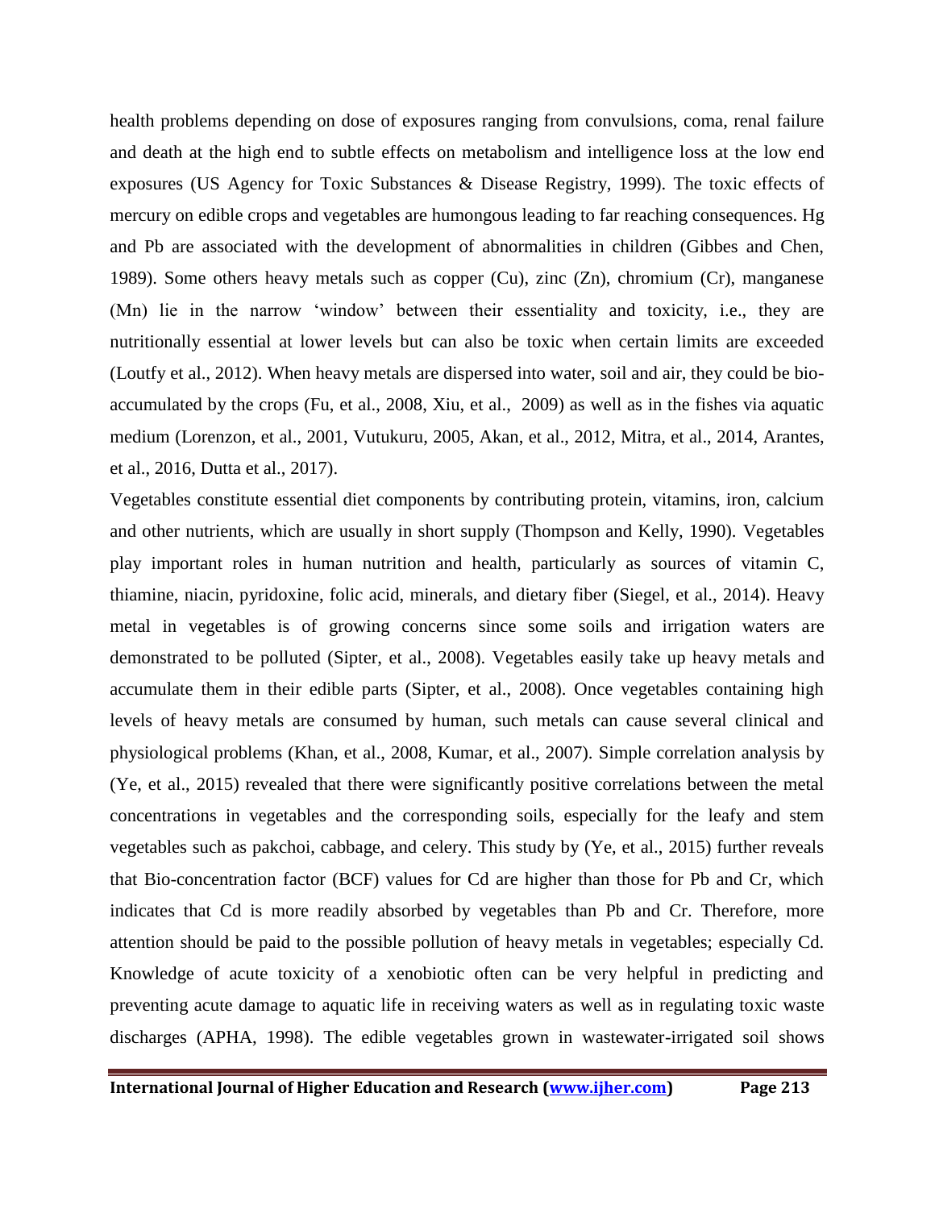health problems depending on dose of exposures ranging from convulsions, coma, renal failure and death at the high end to subtle effects on metabolism and intelligence loss at the low end exposures (US Agency for Toxic Substances & Disease Registry, 1999). The toxic effects of mercury on edible crops and vegetables are humongous leading to far reaching consequences. Hg and Pb are associated with the development of abnormalities in children (Gibbes and Chen, 1989). Some others heavy metals such as copper (Cu), zinc (Zn), chromium (Cr), manganese (Mn) lie in the narrow 'window' between their essentiality and toxicity, i.e., they are nutritionally essential at lower levels but can also be toxic when certain limits are exceeded (Loutfy et al., 2012). When heavy metals are dispersed into water, soil and air, they could be bio-accumulated by the crops (Fu, et al., 2008, Xiu, et al., 2009) as well as in the fishes via aquatic medium (Lorenzon, et al., 2001, Vutukuru, 2005, Akan, et al., 2012, Mitra, et al., 2014, Arantes, et al., 2016, Dutta et al., 2017).

Vegetables constitute essential diet components by contributing protein, vitamins, iron, calcium and other nutrients, which are usually in short supply (Thompson and Kelly, 1990). Vegetables play important roles in human nutrition and health, particularly as sources of vitamin C, thiamine, niacin, pyridoxine, folic acid, minerals, and dietary fiber (Siegel, et al., 2014). Heavy metal in vegetables is of growing concerns since some soils and irrigation waters are demonstrated to be polluted (Sipter, et al., 2008). Vegetables easily take up heavy metals and accumulate them in their edible parts (Sipter, et al., 2008). Once vegetables containing high levels of heavy metals are consumed by human, such metals can cause several clinical and physiological problems (Khan, et al., 2008, Kumar, et al., 2007). Simple correlation analysis by (Ye, et al., 2015) revealed that there were significantly positive correlations between the metal concentrations in vegetables and the corresponding soils, especially for the leafy and stem vegetables such as pakchoi, cabbage, and celery. This study by (Ye, et al., 2015) further reveals that Bio-concentration factor (BCF) values for Cd are higher than those for Pb and Cr, which indicates that Cd is more readily absorbed by vegetables than Pb and Cr. Therefore, more attention should be paid to the possible pollution of heavy metals in vegetables; especially Cd. Knowledge of acute toxicity of a xenobiotic often can be very helpful in predicting and preventing acute damage to aquatic life in receiving waters as well as in regulating toxic waste discharges (APHA, 1998). The edible vegetables grown in wastewater-irrigated soil shows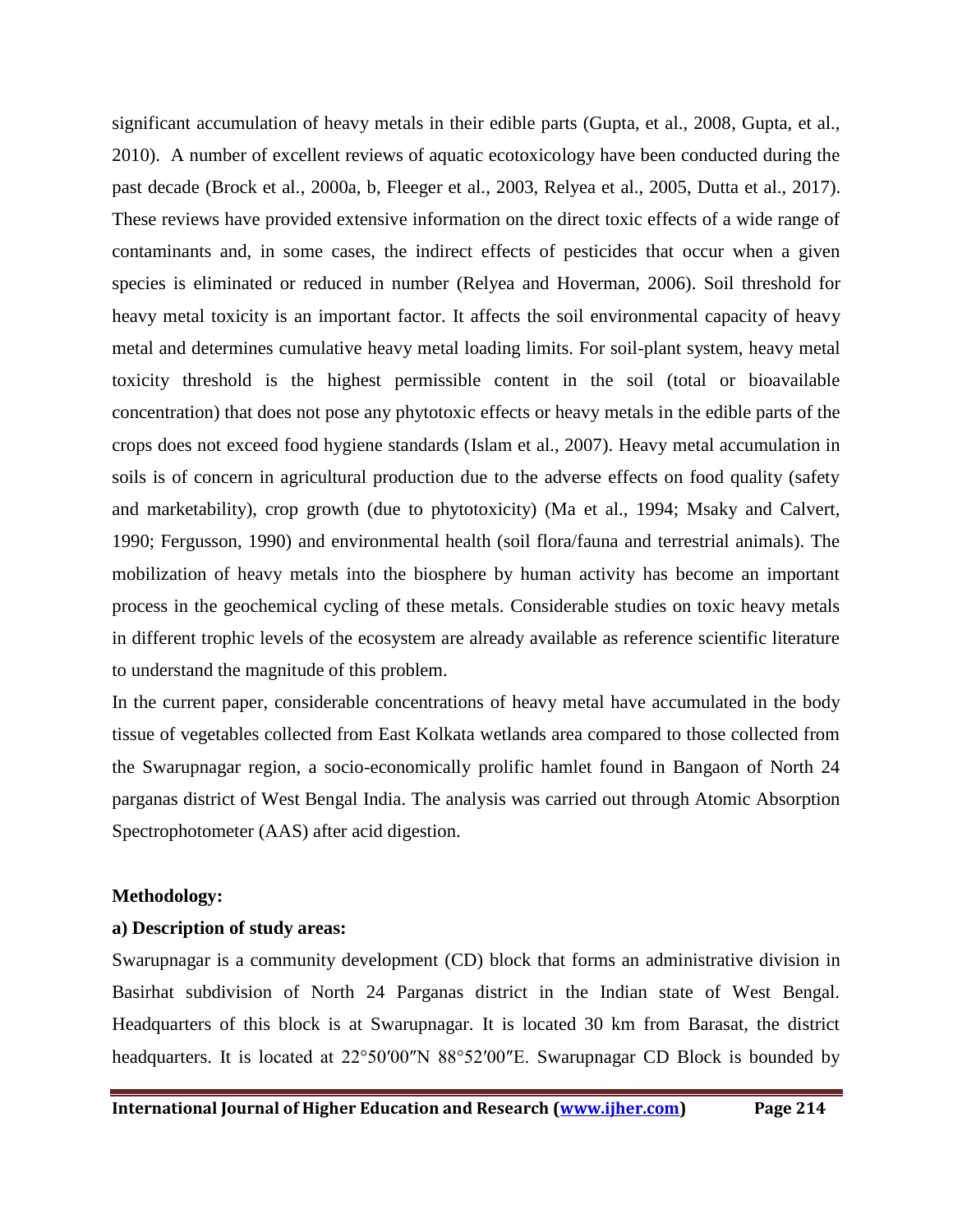significant accumulation of heavy metals in their edible parts (Gupta, et al., 2008, Gupta, et al., 2010). A number of excellent reviews of aquatic ecotoxicology have been conducted during the past decade (Brock et al., 2000a, b, Fleeger et al., 2003, Relyea et al., 2005, Dutta et al., 2017). These reviews have provided extensive information on the direct toxic effects of a wide range of contaminants and, in some cases, the indirect effects of pesticides that occur when a given species is eliminated or reduced in number (Relyea and Hoverman, 2006). Soil threshold for heavy metal toxicity is an important factor. It affects the soil environmental capacity of heavy metal and determines cumulative heavy metal loading limits. For soil-plant system, heavy metal toxicity threshold is the highest permissible content in the soil (total or bioavailable concentration) that does not pose any phytotoxic effects or heavy metals in the edible parts of the crops does not exceed food hygiene standards (Islam et al., 2007). Heavy metal accumulation in soils is of concern in agricultural production due to the adverse effects on food quality (safety and marketability), crop growth (due to phytotoxicity) (Ma et al., 1994; Msaky and Calvert, 1990; Fergusson, 1990) and environmental health (soil flora/fauna and terrestrial animals). The mobilization of heavy metals into the biosphere by human activity has become an important process in the geochemical cycling of these metals. Considerable studies on toxic heavy metals in different trophic levels of the ecosystem are already available as reference scientific literature to understand the magnitude of this problem.

In the current paper, considerable concentrations of heavy metal have accumulated in the body tissue of vegetables collected from East Kolkata wetlands area compared to those collected from the Swarupnagar region, a socio-economically prolific hamlet found in Bangaon of North 24 parganas district of West Bengal India. The analysis was carried out through Atomic Absorption Spectrophotometer (AAS) after acid digestion.

## Methodology:

### a) Description of study areas:

Swarupnagar is a community development (CD) block that forms an administrative division in Basirhat subdivision of North 24 Parganas district in the Indian state of West Bengal. Headquarters of this block is at Swarupnagar. It is located 30 km from Barasat, the district headquarters. It is located at 22°50′00″N 88°52′00″E. Swarupnagar CD Block is bounded by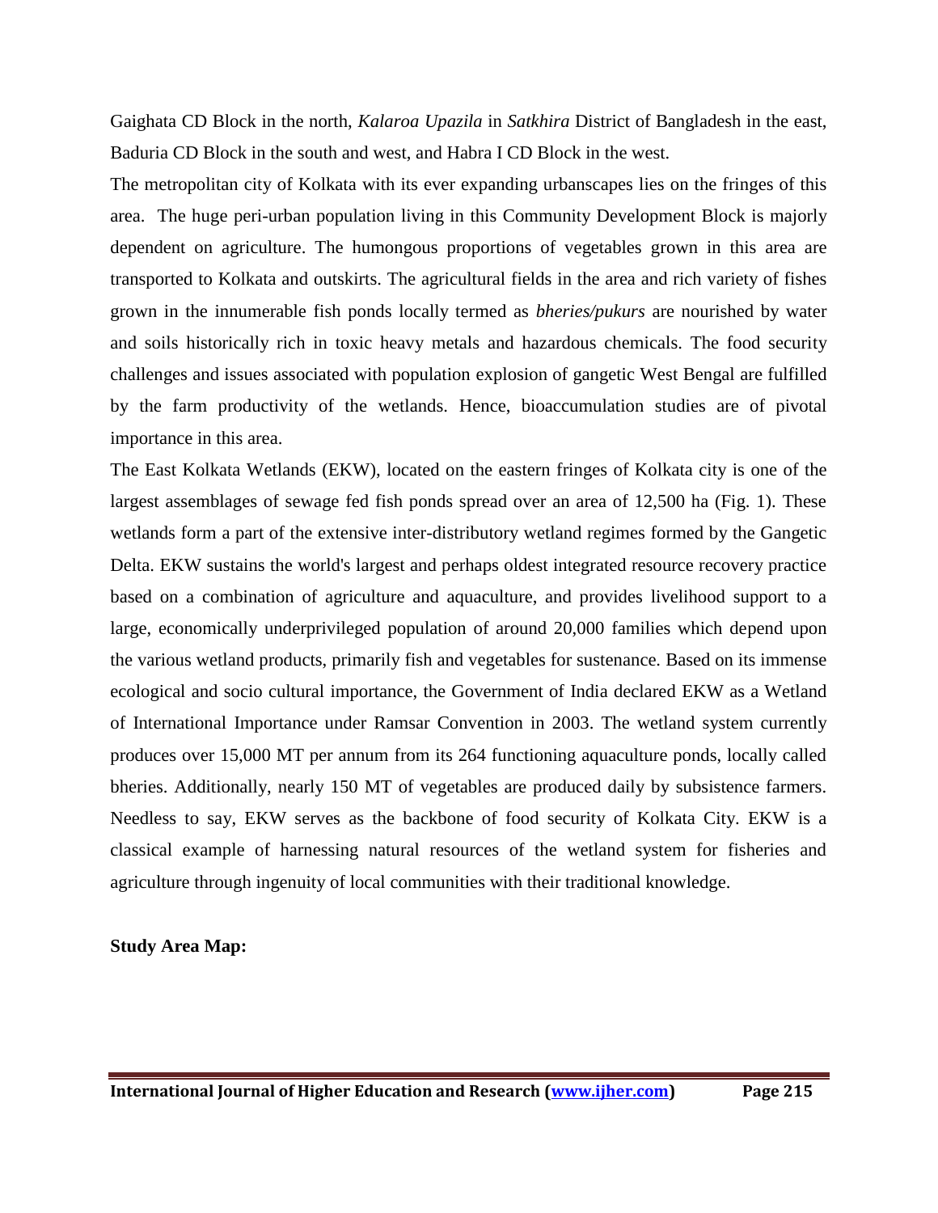Gaighata CD Block in the north, *Kalaroa Upazila* in *Satkhira* District of Bangladesh in the east, Baduria CD Block in the south and west, and Habra I CD Block in the west.

The metropolitan city of Kolkata with its ever expanding urbanscapes lies on the fringes of this area. The huge peri-urban population living in this Community Development Block is majorly dependent on agriculture. The humongous proportions of vegetables grown in this area are transported to Kolkata and outskirts. The agricultural fields in the area and rich variety of fishes grown in the innumerable fish ponds locally termed as *bheries/pukurs* are nourished by water and soils historically rich in toxic heavy metals and hazardous chemicals. The food security challenges and issues associated with population explosion of gangetic West Bengal are fulfilled by the farm productivity of the wetlands. Hence, bioaccumulation studies are of pivotal importance in this area.

The East Kolkata Wetlands (EKW), located on the eastern fringes of Kolkata city is one of the largest assemblages of sewage fed fish ponds spread over an area of 12,500 ha (Fig. 1). These wetlands form a part of the extensive inter-distributory wetland regimes formed by the Gangetic Delta. EKW sustains the world's largest and perhaps oldest integrated resource recovery practice based on a combination of agriculture and aquaculture, and provides livelihood support to a large, economically underprivileged population of around 20,000 families which depend upon the various wetland products, primarily fish and vegetables for sustenance. Based on its immense ecological and socio cultural importance, the Government of India declared EKW as a Wetland of International Importance under Ramsar Convention in 2003. The wetland system currently produces over 15,000 MT per annum from its 264 functioning aquaculture ponds, locally called bheries. Additionally, nearly 150 MT of vegetables are produced daily by subsistence farmers. Needless to say, EKW serves as the backbone of food security of Kolkata City. EKW is a classical example of harnessing natural resources of the wetland system for fisheries and agriculture through ingenuity of local communities with their traditional knowledge.

**Study Area Map:**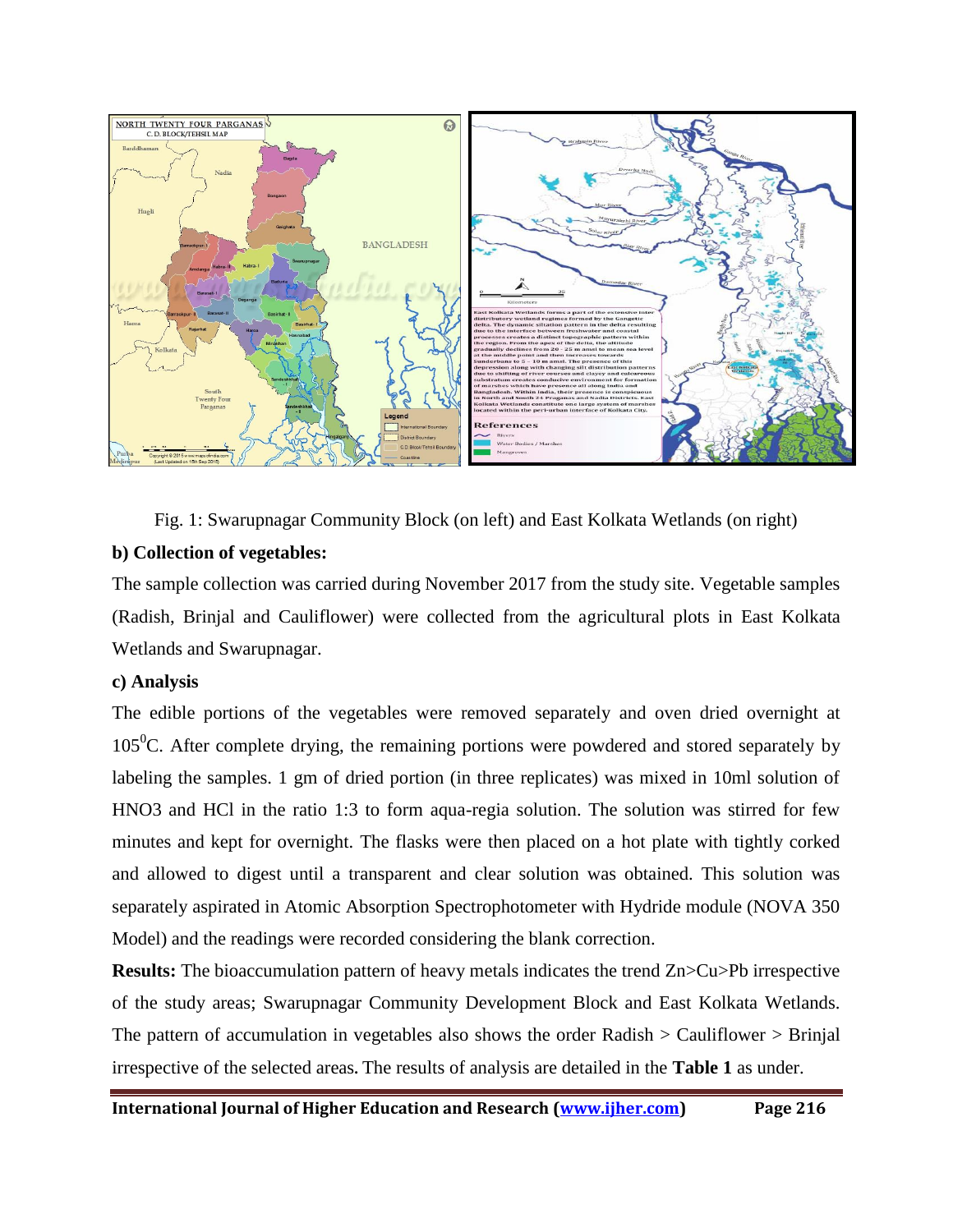Fig. 1: Swarupnagar Community Block (on left) and East Kolkata Wetlands (on right)

**b) Collection of vegetables:**

The sample collection was carried during November 2017 from the study site. Vegetable samples (Radish, Brinjal and Cauliflower) were collected from the agricultural plots in East Kolkata Wetlands and Swarupnagar.

**c) Analysis**

The edible portions of the vegetables were removed separately and oven dried overnight at $105^0$C. After complete drying, the remaining portions were powdered and stored separately by labeling the samples. 1 gm of dried portion (in three replicates) was mixed in 10ml solution of HNO3 and HCl in the ratio 1:3 to form aqua-regia solution. The solution was stirred for few minutes and kept for overnight. The flasks were then placed on a hot plate with tightly corked and allowed to digest until a transparent and clear solution was obtained. This solution was separately aspirated in Atomic Absorption Spectrophotometer with Hydride module (NOVA 350 Model) and the readings were recorded considering the blank correction.

**Results:** The bioaccumulation pattern of heavy metals indicates the trend Zn>Cu>Pb irrespective of the study areas; Swarupnagar Community Development Block and East Kolkata Wetlands. The pattern of accumulation in vegetables also shows the order Radish > Cauliflower > Brinjal irrespective of the selected areas. The results of analysis are detailed in the **Table 1** as under.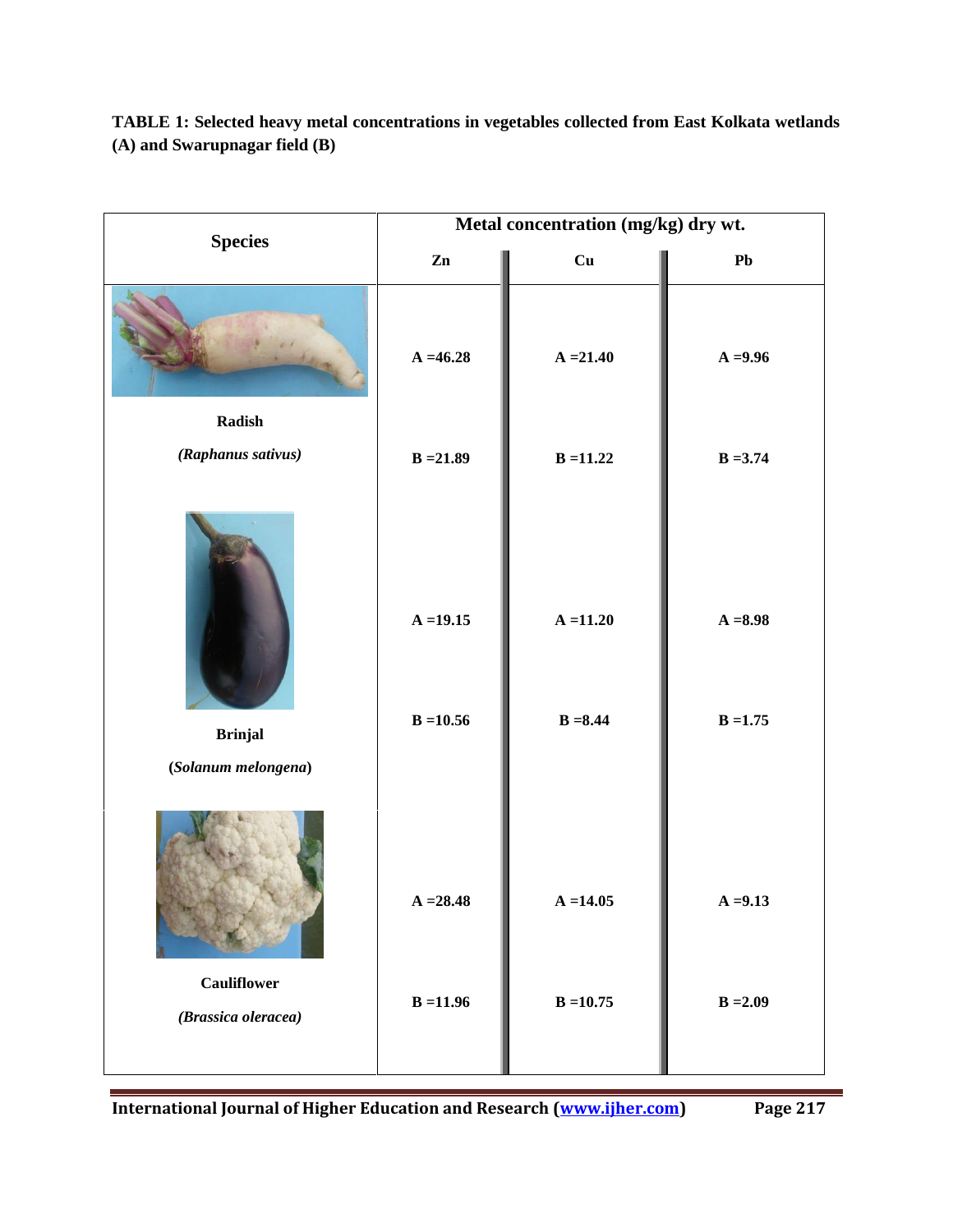**TABLE 1: Selected heavy metal concentrations in vegetables collected from East Kolkata wetlands (A) and Swarupnagar field (B)**

| Species | Metal concentration (mg/kg) dry wt. | | |
|---|---|---|---|
| | Zn | Cu | Pb |
| Radish (*Raphanus sativus*) | A =46.28<br>B =21.89 | A =21.40<br>B =11.22 | A =9.96<br>B =3.74 |
| Brinjal (*Solanum melongena*) | A =19.15<br>B =10.56 | A =11.20<br>B =8.44 | A =8.98<br>B =1.75 |
| Cauliflower (*Brassica oleracea*) | A =28.48<br>B =11.96 | A =14.05<br>B =10.75 | A =9.13<br>B =2.09 |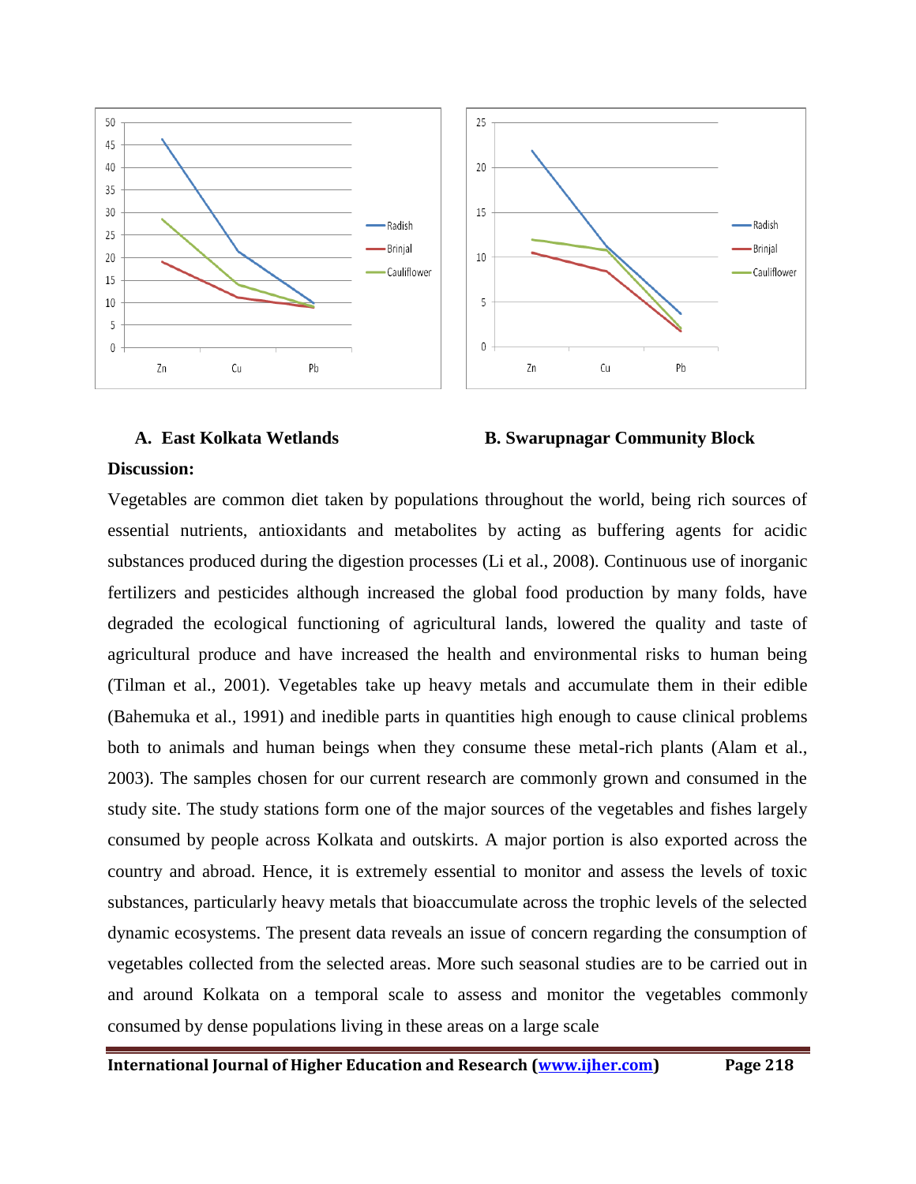**A. East Kolkata Wetlands** **B. Swarupnagar Community Block**

**Discussion:**

Vegetables are common diet taken by populations throughout the world, being rich sources of essential nutrients, antioxidants and metabolites by acting as buffering agents for acidic substances produced during the digestion processes (Li et al., 2008). Continuous use of inorganic fertilizers and pesticides although increased the global food production by many folds, have degraded the ecological functioning of agricultural lands, lowered the quality and taste of agricultural produce and have increased the health and environmental risks to human being (Tilman et al., 2001). Vegetables take up heavy metals and accumulate them in their edible (Bahemuka et al., 1991) and inedible parts in quantities high enough to cause clinical problems both to animals and human beings when they consume these metal-rich plants (Alam et al., 2003). The samples chosen for our current research are commonly grown and consumed in the study site. The study stations form one of the major sources of the vegetables and fishes largely consumed by people across Kolkata and outskirts. A major portion is also exported across the country and abroad. Hence, it is extremely essential to monitor and assess the levels of toxic substances, particularly heavy metals that bioaccumulate across the trophic levels of the selected dynamic ecosystems. The present data reveals an issue of concern regarding the consumption of vegetables collected from the selected areas. More such seasonal studies are to be carried out in and around Kolkata on a temporal scale to assess and monitor the vegetables commonly consumed by dense populations living in these areas on a large scale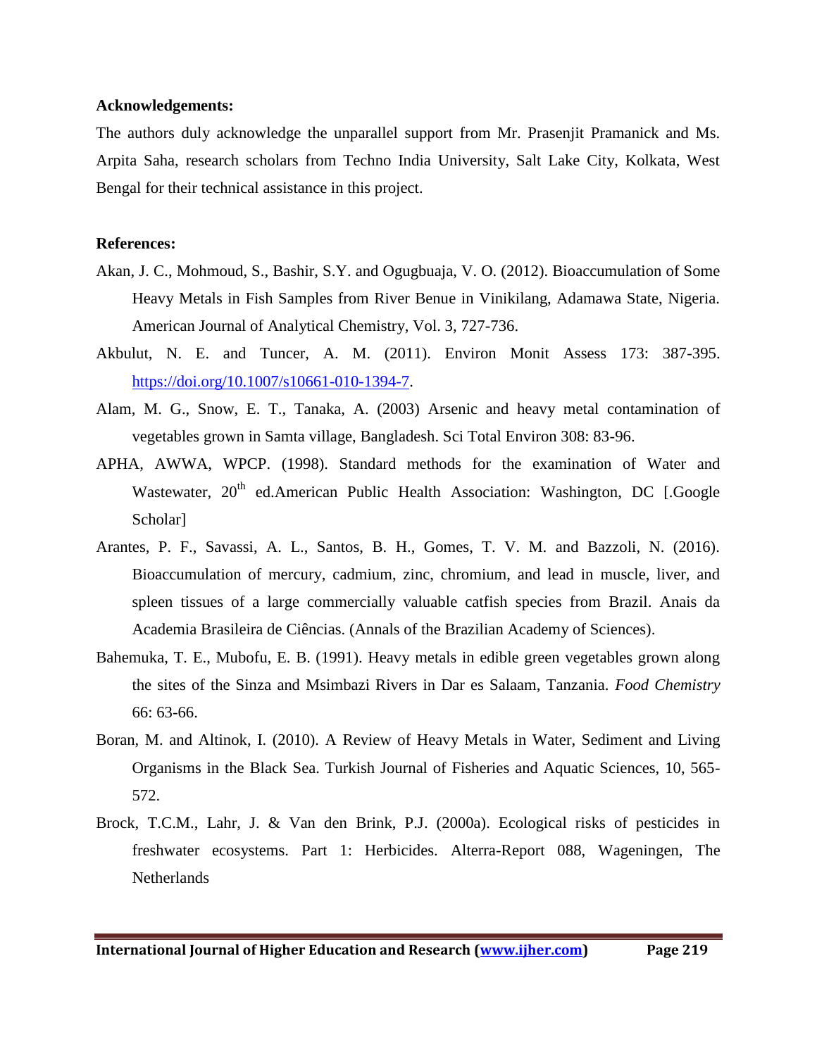**Acknowledgements:**

The authors duly acknowledge the unparallel support from Mr. Prasenjit Pramanick and Ms. Arpita Saha, research scholars from Techno India University, Salt Lake City, Kolkata, West Bengal for their technical assistance in this project.

**References:**

Akan, J. C., Mohmoud, S., Bashir, S.Y. and Ogugbuaja, V. O. (2012). Bioaccumulation of Some Heavy Metals in Fish Samples from River Benue in Vinikilang, Adamawa State, Nigeria. American Journal of Analytical Chemistry, Vol. 3, 727-736.

Akbulut, N. E. and Tuncer, A. M. (2011). Environ Monit Assess 173: 387-395. https://doi.org/10.1007/s10661-010-1394-7.

Alam, M. G., Snow, E. T., Tanaka, A. (2003) Arsenic and heavy metal contamination of vegetables grown in Samta village, Bangladesh. Sci Total Environ 308: 83-96.

APHA, AWWA, WPCP. (1998). Standard methods for the examination of Water and Wastewater, 20th ed.American Public Health Association: Washington, DC [.Google Scholar]

Arantes, P. F., Savassi, A. L., Santos, B. H., Gomes, T. V. M. and Bazzoli, N. (2016). Bioaccumulation of mercury, cadmium, zinc, chromium, and lead in muscle, liver, and spleen tissues of a large commercially valuable catfish species from Brazil. Anais da Academia Brasileira de Ciências. (Annals of the Brazilian Academy of Sciences).

Bahemuka, T. E., Mubofu, E. B. (1991). Heavy metals in edible green vegetables grown along the sites of the Sinza and Msimbazi Rivers in Dar es Salaam, Tanzania. *Food Chemistry* 66: 63-66.

Boran, M. and Altinok, I. (2010). A Review of Heavy Metals in Water, Sediment and Living Organisms in the Black Sea. Turkish Journal of Fisheries and Aquatic Sciences, 10, 565-572.

Brock, T.C.M., Lahr, J. & Van den Brink, P.J. (2000a). Ecological risks of pesticides in freshwater ecosystems. Part 1: Herbicides. Alterra-Report 088, Wageningen, The Netherlands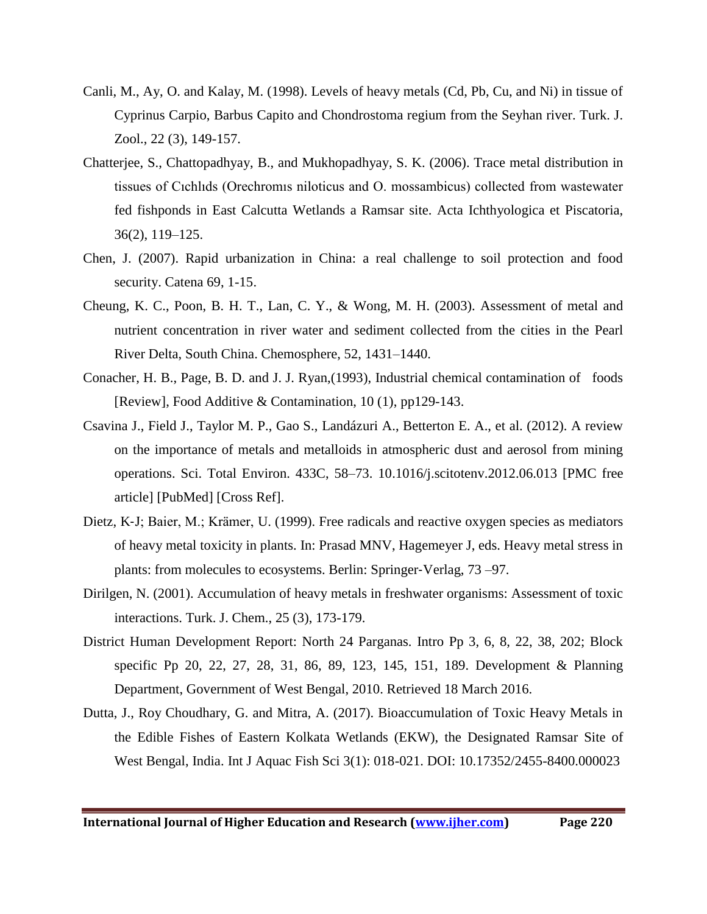Canli, M., Ay, O. and Kalay, M. (1998). Levels of heavy metals (Cd, Pb, Cu, and Ni) in tissue of Cyprinus Carpio, Barbus Capito and Chondrostoma regium from the Seyhan river. Turk. J. Zool., 22 (3), 149-157.

Chatterjee, S., Chattopadhyay, B., and Mukhopadhyay, S. K. (2006). Trace metal distribution in tissues of Cıchlıds (Orechromıs niloticus and O. mossambicus) collected from wastewater fed fishponds in East Calcutta Wetlands a Ramsar site. Acta Ichthyologica et Piscatoria, 36(2), 119–125.

Chen, J. (2007). Rapid urbanization in China: a real challenge to soil protection and food security. Catena 69, 1-15.

Cheung, K. C., Poon, B. H. T., Lan, C. Y., & Wong, M. H. (2003). Assessment of metal and nutrient concentration in river water and sediment collected from the cities in the Pearl River Delta, South China. Chemosphere, 52, 1431–1440.

Conacher, H. B., Page, B. D. and J. J. Ryan,(1993), Industrial chemical contamination of foods [Review], Food Additive & Contamination, 10 (1), pp129-143.

Csavina J., Field J., Taylor M. P., Gao S., Landázuri A., Betterton E. A., et al. (2012). A review on the importance of metals and metalloids in atmospheric dust and aerosol from mining operations. Sci. Total Environ. 433C, 58–73. 10.1016/j.scitotenv.2012.06.013 [PMC free article] [PubMed] [Cross Ref].

Dietz, K-J; Baier, M.; Krämer, U. (1999). Free radicals and reactive oxygen species as mediators of heavy metal toxicity in plants. In: Prasad MNV, Hagemeyer J, eds. Heavy metal stress in plants: from molecules to ecosystems. Berlin: Springer-Verlag, 73 –97.

Dirilgen, N. (2001). Accumulation of heavy metals in freshwater organisms: Assessment of toxic interactions. Turk. J. Chem., 25 (3), 173-179.

District Human Development Report: North 24 Parganas. Intro Pp 3, 6, 8, 22, 38, 202; Block specific Pp 20, 22, 27, 28, 31, 86, 89, 123, 145, 151, 189. Development & Planning Department, Government of West Bengal, 2010. Retrieved 18 March 2016.

Dutta, J., Roy Choudhary, G. and Mitra, A. (2017). Bioaccumulation of Toxic Heavy Metals in the Edible Fishes of Eastern Kolkata Wetlands (EKW), the Designated Ramsar Site of West Bengal, India. Int J Aquac Fish Sci 3(1): 018-021. DOI: 10.17352/2455-8400.000023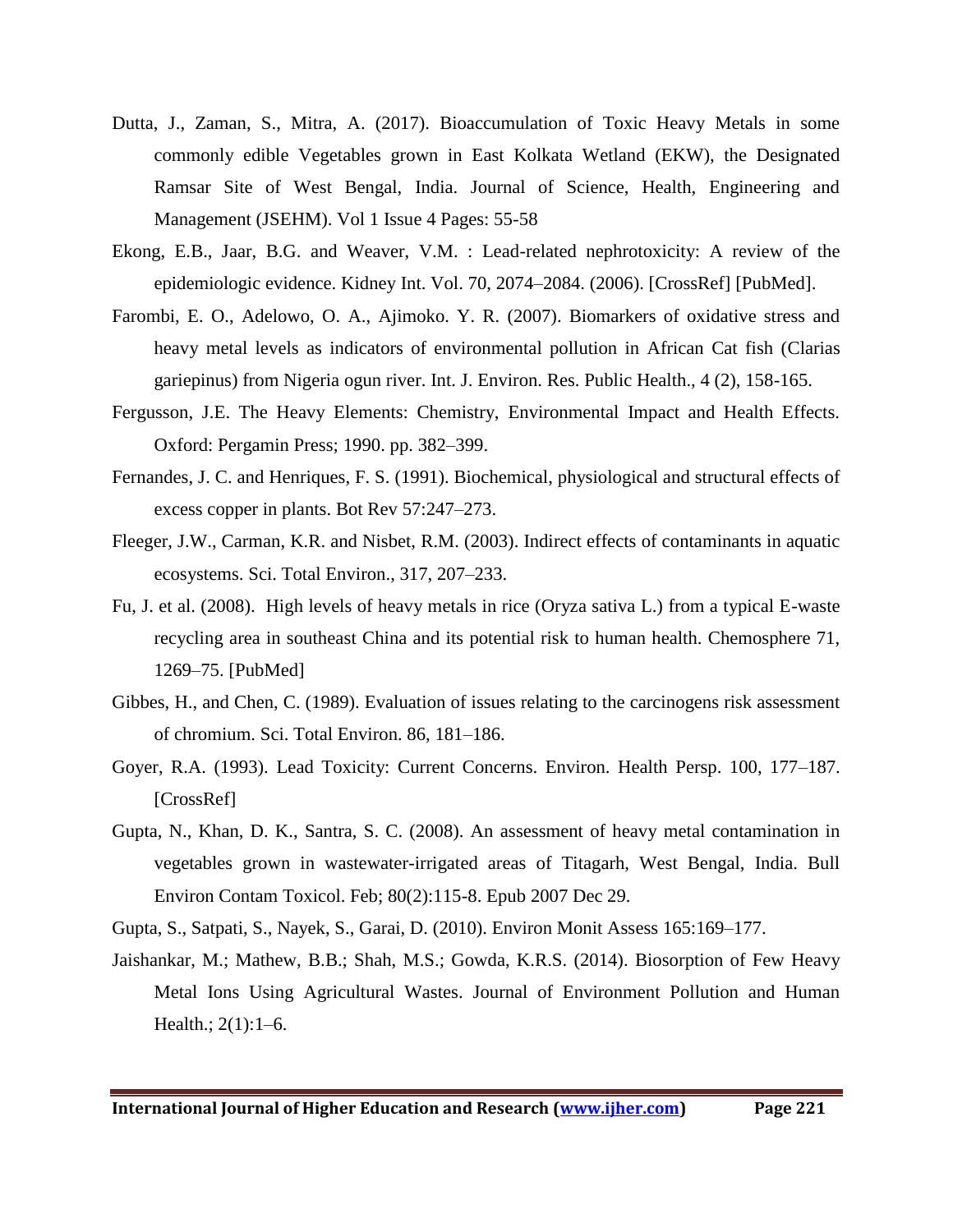Dutta, J., Zaman, S., Mitra, A. (2017). Bioaccumulation of Toxic Heavy Metals in some commonly edible Vegetables grown in East Kolkata Wetland (EKW), the Designated Ramsar Site of West Bengal, India. Journal of Science, Health, Engineering and Management (JSEHM). Vol 1 Issue 4 Pages: 55-58

Ekong, E.B., Jaar, B.G. and Weaver, V.M. : Lead-related nephrotoxicity: A review of the epidemiologic evidence. Kidney Int. Vol. 70, 2074–2084. (2006). [CrossRef] [PubMed].

Farombi, E. O., Adelowo, O. A., Ajimoko. Y. R. (2007). Biomarkers of oxidative stress and heavy metal levels as indicators of environmental pollution in African Cat fish (Clarias gariepinus) from Nigeria ogun river. Int. J. Environ. Res. Public Health., 4 (2), 158-165.

Fergusson, J.E. The Heavy Elements: Chemistry, Environmental Impact and Health Effects. Oxford: Pergamin Press; 1990. pp. 382–399.

Fernandes, J. C. and Henriques, F. S. (1991). Biochemical, physiological and structural effects of excess copper in plants. Bot Rev 57:247–273.

Fleeger, J.W., Carman, K.R. and Nisbet, R.M. (2003). Indirect effects of contaminants in aquatic ecosystems. Sci. Total Environ., 317, 207–233.

Fu, J. et al. (2008). High levels of heavy metals in rice (Oryza sativa L.) from a typical E-waste recycling area in southeast China and its potential risk to human health. Chemosphere 71, 1269–75. [PubMed]

Gibbes, H., and Chen, C. (1989). Evaluation of issues relating to the carcinogens risk assessment of chromium. Sci. Total Environ. 86, 181–186.

Goyer, R.A. (1993). Lead Toxicity: Current Concerns. Environ. Health Persp. 100, 177–187. [CrossRef]

Gupta, N., Khan, D. K., Santra, S. C. (2008). An assessment of heavy metal contamination in vegetables grown in wastewater-irrigated areas of Titagarh, West Bengal, India. Bull Environ Contam Toxicol. Feb; 80(2):115-8. Epub 2007 Dec 29.

Gupta, S., Satpati, S., Nayek, S., Garai, D. (2010). Environ Monit Assess 165:169–177.

Jaishankar, M.; Mathew, B.B.; Shah, M.S.; Gowda, K.R.S. (2014). Biosorption of Few Heavy Metal Ions Using Agricultural Wastes. Journal of Environment Pollution and Human Health.; 2(1):1–6.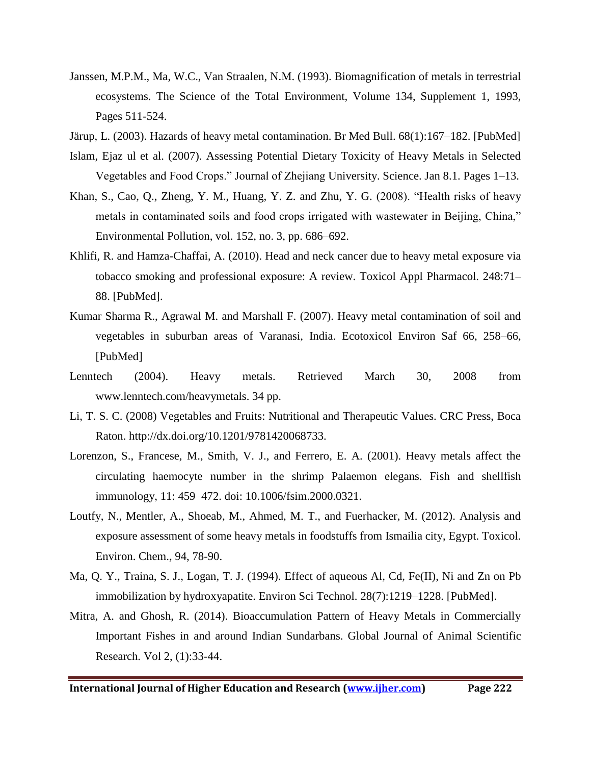Janssen, M.P.M., Ma, W.C., Van Straalen, N.M. (1993). Biomagnification of metals in terrestrial ecosystems. The Science of the Total Environment, Volume 134, Supplement 1, 1993, Pages 511-524.

Järup, L. (2003). Hazards of heavy metal contamination. Br Med Bull. 68(1):167–182. [PubMed]

Islam, Ejaz ul et al. (2007). Assessing Potential Dietary Toxicity of Heavy Metals in Selected Vegetables and Food Crops." Journal of Zhejiang University. Science. Jan 8.1. Pages 1–13.

Khan, S., Cao, Q., Zheng, Y. M., Huang, Y. Z. and Zhu, Y. G. (2008). "Health risks of heavy metals in contaminated soils and food crops irrigated with wastewater in Beijing, China," Environmental Pollution, vol. 152, no. 3, pp. 686–692.

Khlifi, R. and Hamza-Chaffai, A. (2010). Head and neck cancer due to heavy metal exposure via tobacco smoking and professional exposure: A review. Toxicol Appl Pharmacol. 248:71–88. [PubMed].

Kumar Sharma R., Agrawal M. and Marshall F. (2007). Heavy metal contamination of soil and vegetables in suburban areas of Varanasi, India. Ecotoxicol Environ Saf 66, 258–66, [PubMed]

Lenntech (2004). Heavy metals. Retrieved March 30, 2008 from www.lenntech.com/heavymetals. 34 pp.

Li, T. S. C. (2008) Vegetables and Fruits: Nutritional and Therapeutic Values. CRC Press, Boca Raton. http://dx.doi.org/10.1201/9781420068733.

Lorenzon, S., Francese, M., Smith, V. J., and Ferrero, E. A. (2001). Heavy metals affect the circulating haemocyte number in the shrimp Palaemon elegans. Fish and shellfish immunology, 11: 459–472. doi: 10.1006/fsim.2000.0321.

Loutfy, N., Mentler, A., Shoeab, M., Ahmed, M. T., and Fuerhacker, M. (2012). Analysis and exposure assessment of some heavy metals in foodstuffs from Ismailia city, Egypt. Toxicol. Environ. Chem., 94, 78-90.

Ma, Q. Y., Traina, S. J., Logan, T. J. (1994). Effect of aqueous Al, Cd, Fe(II), Ni and Zn on Pb immobilization by hydroxyapatite. Environ Sci Technol. 28(7):1219–1228. [PubMed].

Mitra, A. and Ghosh, R. (2014). Bioaccumulation Pattern of Heavy Metals in Commercially Important Fishes in and around Indian Sundarbans. Global Journal of Animal Scientific Research. Vol 2, (1):33-44.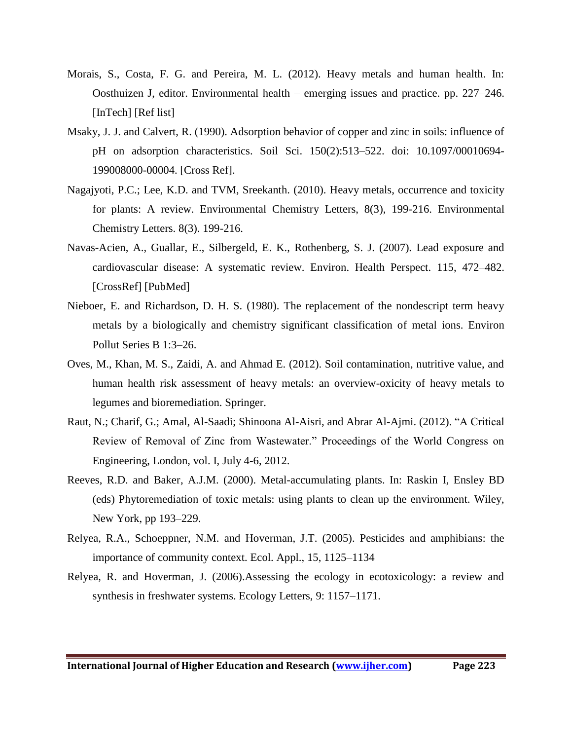Morais, S., Costa, F. G. and Pereira, M. L. (2012). Heavy metals and human health. In: Oosthuizen J, editor. Environmental health – emerging issues and practice. pp. 227–246. [InTech] [Ref list]

Msaky, J. J. and Calvert, R. (1990). Adsorption behavior of copper and zinc in soils: influence of pH on adsorption characteristics. Soil Sci. 150(2):513–522. doi: 10.1097/00010694-199008000-00004. [Cross Ref].

Nagajyoti, P.C.; Lee, K.D. and TVM, Sreekanth. (2010). Heavy metals, occurrence and toxicity for plants: A review. Environmental Chemistry Letters, 8(3), 199-216. Environmental Chemistry Letters. 8(3). 199-216.

Navas-Acien, A., Guallar, E., Silbergeld, E. K., Rothenberg, S. J. (2007). Lead exposure and cardiovascular disease: A systematic review. Environ. Health Perspect. 115, 472–482. [CrossRef] [PubMed]

Nieboer, E. and Richardson, D. H. S. (1980). The replacement of the nondescript term heavy metals by a biologically and chemistry significant classification of metal ions. Environ Pollut Series B 1:3–26.

Oves, M., Khan, M. S., Zaidi, A. and Ahmad E. (2012). Soil contamination, nutritive value, and human health risk assessment of heavy metals: an overview-oxicity of heavy metals to legumes and bioremediation. Springer.

Raut, N.; Charif, G.; Amal, Al-Saadi; Shinoona Al-Aisri, and Abrar Al-Ajmi. (2012). "A Critical Review of Removal of Zinc from Wastewater." Proceedings of the World Congress on Engineering, London, vol. I, July 4-6, 2012.

Reeves, R.D. and Baker, A.J.M. (2000). Metal-accumulating plants. In: Raskin I, Ensley BD (eds) Phytoremediation of toxic metals: using plants to clean up the environment. Wiley, New York, pp 193–229.

Relyea, R.A., Schoeppner, N.M. and Hoverman, J.T. (2005). Pesticides and amphibians: the importance of community context. Ecol. Appl., 15, 1125–1134

Relyea, R. and Hoverman, J. (2006).Assessing the ecology in ecotoxicology: a review and synthesis in freshwater systems. Ecology Letters, 9: 1157–1171.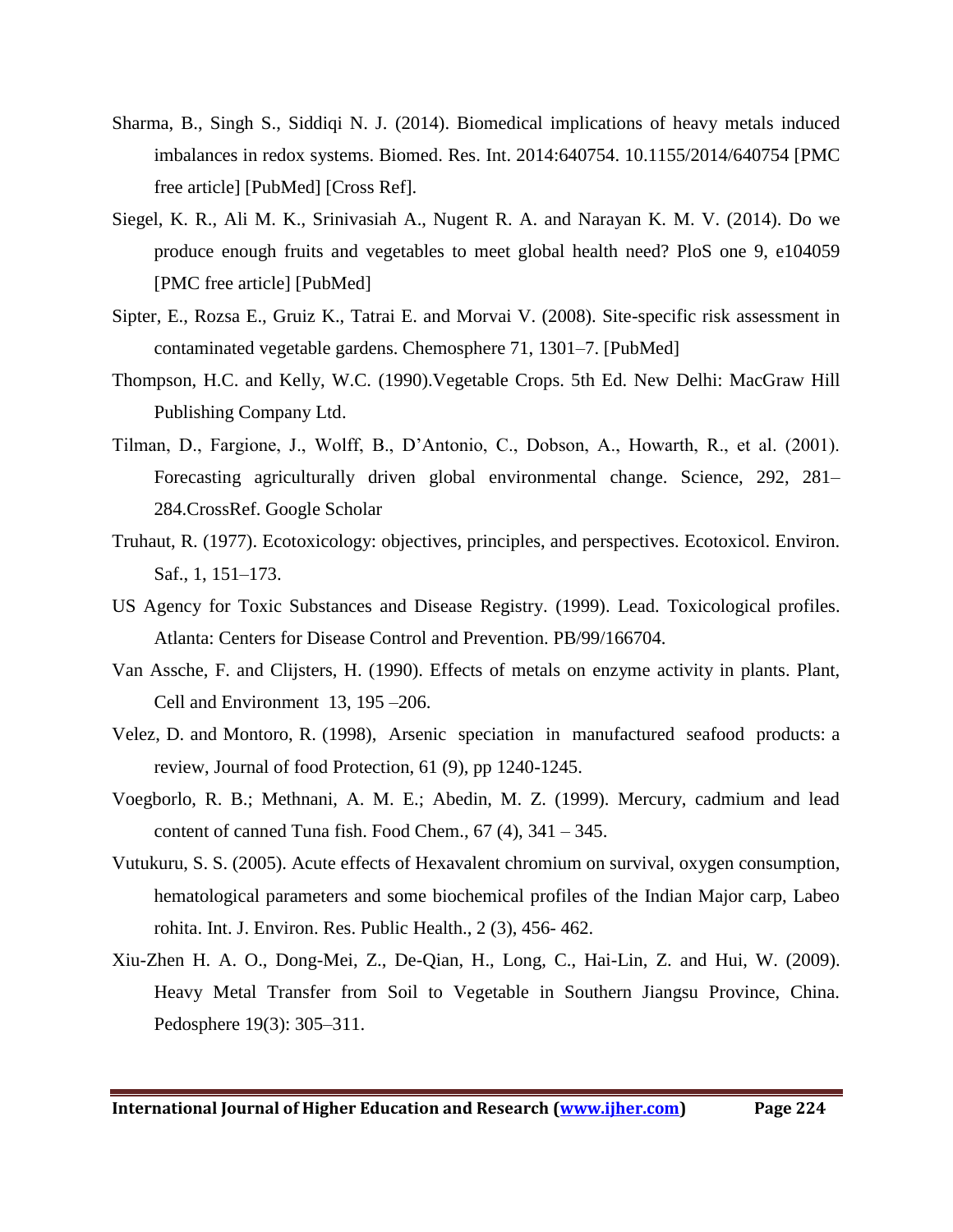Sharma, B., Singh S., Siddiqi N. J. (2014). Biomedical implications of heavy metals induced imbalances in redox systems. Biomed. Res. Int. 2014:640754. 10.1155/2014/640754 [PMC free article] [PubMed] [Cross Ref].

Siegel, K. R., Ali M. K., Srinivasiah A., Nugent R. A. and Narayan K. M. V. (2014). Do we produce enough fruits and vegetables to meet global health need? PloS one 9, e104059 [PMC free article] [PubMed]

Sipter, E., Rozsa E., Gruiz K., Tatrai E. and Morvai V. (2008). Site-specific risk assessment in contaminated vegetable gardens. Chemosphere 71, 1301–7. [PubMed]

Thompson, H.C. and Kelly, W.C. (1990).Vegetable Crops. 5th Ed. New Delhi: MacGraw Hill Publishing Company Ltd.

Tilman, D., Fargione, J., Wolff, B., D'Antonio, C., Dobson, A., Howarth, R., et al. (2001). Forecasting agriculturally driven global environmental change. Science, 292, 281–284.CrossRef. Google Scholar

Truhaut, R. (1977). Ecotoxicology: objectives, principles, and perspectives. Ecotoxicol. Environ. Saf., 1, 151–173.

US Agency for Toxic Substances and Disease Registry. (1999). Lead. Toxicological profiles. Atlanta: Centers for Disease Control and Prevention. PB/99/166704.

Van Assche, F. and Clijsters, H. (1990). Effects of metals on enzyme activity in plants. Plant, Cell and Environment 13, 195 –206.

Velez, D. and Montoro, R. (1998), Arsenic speciation in manufactured seafood products: a review, Journal of food Protection, 61 (9), pp 1240-1245.

Voegborlo, R. B.; Methnani, A. M. E.; Abedin, M. Z. (1999). Mercury, cadmium and lead content of canned Tuna fish. Food Chem., 67 (4), 341 – 345.

Vutukuru, S. S. (2005). Acute effects of Hexavalent chromium on survival, oxygen consumption, hematological parameters and some biochemical profiles of the Indian Major carp, Labeo rohita. Int. J. Environ. Res. Public Health., 2 (3), 456- 462.

Xiu-Zhen H. A. O., Dong-Mei, Z., De-Qian, H., Long, C., Hai-Lin, Z. and Hui, W. (2009). Heavy Metal Transfer from Soil to Vegetable in Southern Jiangsu Province, China. Pedosphere 19(3): 305–311.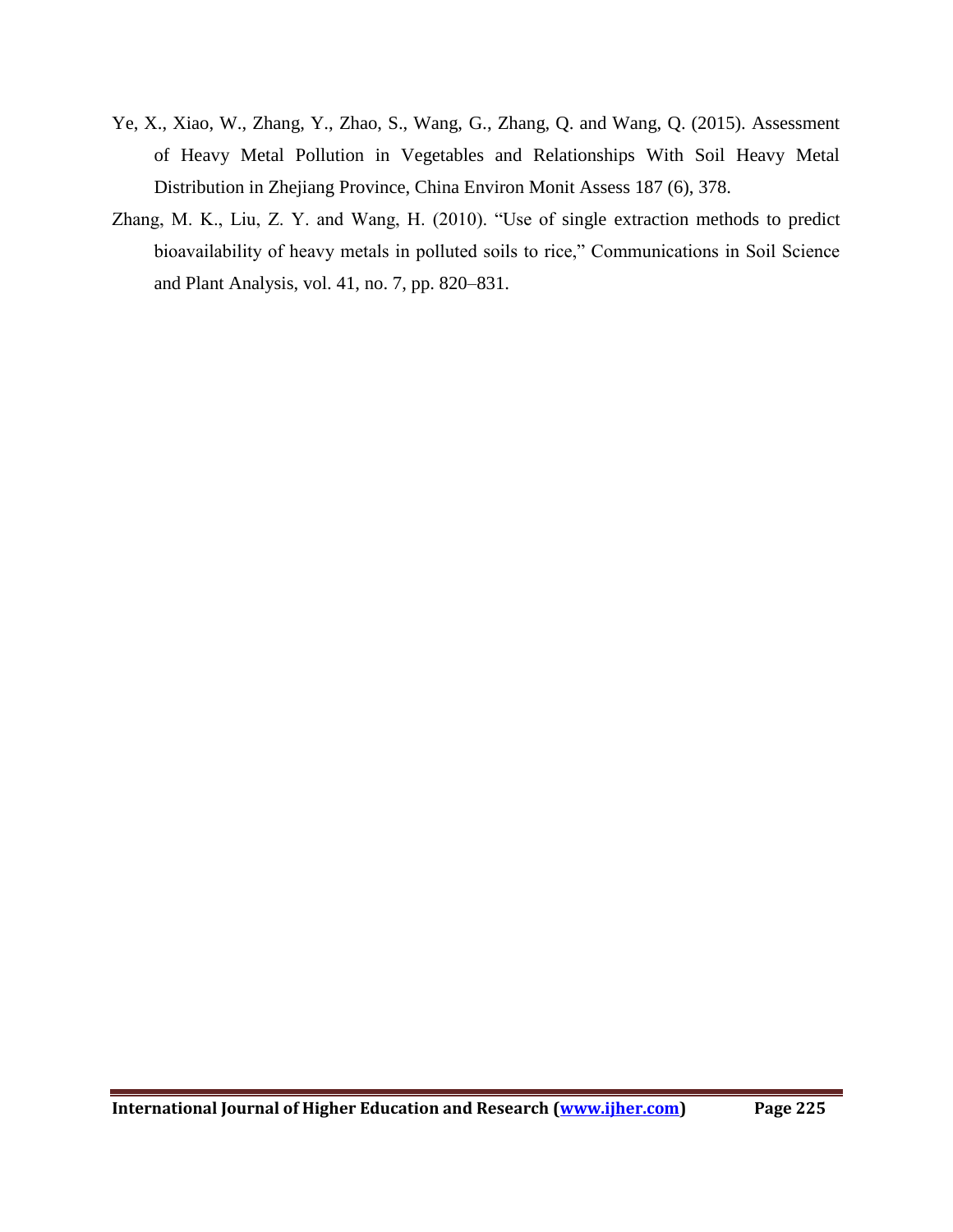Ye, X., Xiao, W., Zhang, Y., Zhao, S., Wang, G., Zhang, Q. and Wang, Q. (2015). Assessment of Heavy Metal Pollution in Vegetables and Relationships With Soil Heavy Metal Distribution in Zhejiang Province, China Environ Monit Assess 187 (6), 378.

Zhang, M. K., Liu, Z. Y. and Wang, H. (2010). "Use of single extraction methods to predict bioavailability of heavy metals in polluted soils to rice," Communications in Soil Science and Plant Analysis, vol. 41, no. 7, pp. 820–831.